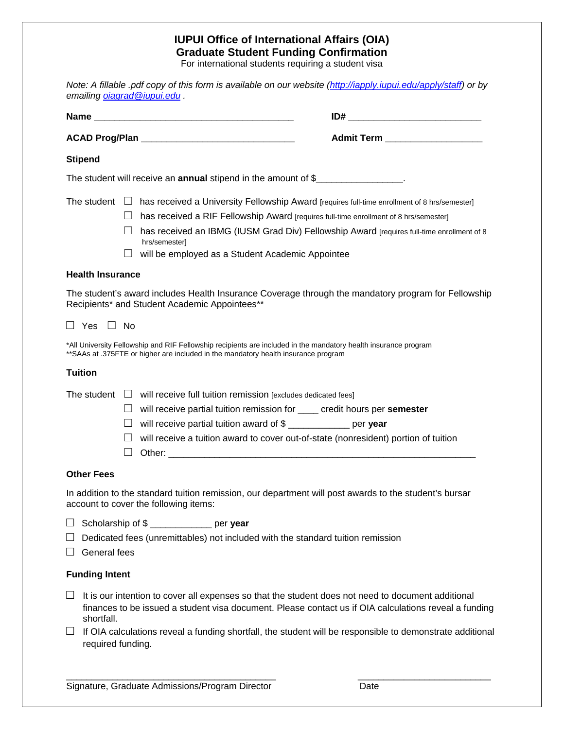# IUPUI Office of International Affairs (OIA)
## Graduate Student Funding Confirmation

For international students requiring a student visa

*Note: A fillable .pdf copy of this form is available on our website (http://iapply.iupui.edu/apply/staff) or by emailing oiagrad@iupui.edu .*

**Name** ________________________________________ **ID#** __________________________

**ACAD Prog/Plan** ______________________________ **Admit Term** ___________________

### Stipend

The student will receive an **annual** stipend in the amount of $________________.

The student
- ☐ has received a University Fellowship Award [requires full-time enrollment of 8 hrs/semester]
- ☐ has received a RIF Fellowship Award [requires full-time enrollment of 8 hrs/semester]
- ☐ has received an IBMG (IUSM Grad Div) Fellowship Award [requires full-time enrollment of 8 hrs/semester]
- ☐ will be employed as a Student Academic Appointee

### Health Insurance

The student's award includes Health Insurance Coverage through the mandatory program for Fellowship Recipients* and Student Academic Appointees**

☐ Yes ☐ No

*All University Fellowship and RIF Fellowship recipients are included in the mandatory health insurance program
**SAAs at .375FTE or higher are included in the mandatory health insurance program

### Tuition

The student
- ☐ will receive full tuition remission [excludes dedicated fees]
- ☐ will receive partial tuition remission for ____ credit hours per **semester**
- ☐ will receive partial tuition award of $ ____________ per **year**
- ☐ will receive a tuition award to cover out-of-state (nonresident) portion of tuition
- ☐ Other: ______________________________________________________________

### Other Fees

In addition to the standard tuition remission, our department will post awards to the student's bursar account to cover the following items:

- ☐ Scholarship of $ ____________ per **year**
- ☐ Dedicated fees (unremittables) not included with the standard tuition remission
- ☐ General fees

### Funding Intent

- ☐ It is our intention to cover all expenses so that the student does not need to document additional finances to be issued a student visa document. Please contact us if OIA calculations reveal a funding shortfall.
- ☐ If OIA calculations reveal a funding shortfall, the student will be responsible to demonstrate additional required funding.

__________________________________________ __________________________

Signature, Graduate Admissions/Program Director Date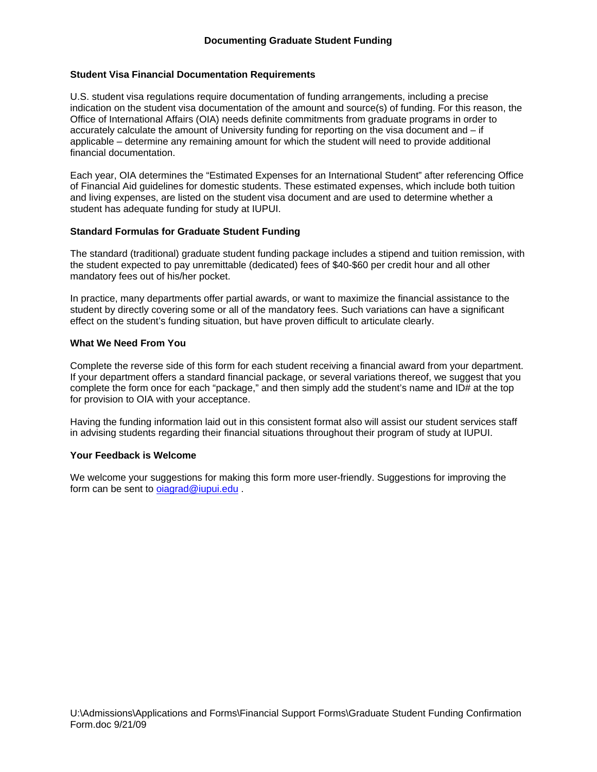# Documenting Graduate Student Funding

## Student Visa Financial Documentation Requirements

U.S. student visa regulations require documentation of funding arrangements, including a precise indication on the student visa documentation of the amount and source(s) of funding. For this reason, the Office of International Affairs (OIA) needs definite commitments from graduate programs in order to accurately calculate the amount of University funding for reporting on the visa document and – if applicable – determine any remaining amount for which the student will need to provide additional financial documentation.

Each year, OIA determines the "Estimated Expenses for an International Student" after referencing Office of Financial Aid guidelines for domestic students. These estimated expenses, which include both tuition and living expenses, are listed on the student visa document and are used to determine whether a student has adequate funding for study at IUPUI.

## Standard Formulas for Graduate Student Funding

The standard (traditional) graduate student funding package includes a stipend and tuition remission, with the student expected to pay unremittable (dedicated) fees of $40-$60 per credit hour and all other mandatory fees out of his/her pocket.

In practice, many departments offer partial awards, or want to maximize the financial assistance to the student by directly covering some or all of the mandatory fees. Such variations can have a significant effect on the student's funding situation, but have proven difficult to articulate clearly.

## What We Need From You

Complete the reverse side of this form for each student receiving a financial award from your department. If your department offers a standard financial package, or several variations thereof, we suggest that you complete the form once for each "package," and then simply add the student's name and ID# at the top for provision to OIA with your acceptance.

Having the funding information laid out in this consistent format also will assist our student services staff in advising students regarding their financial situations throughout their program of study at IUPUI.

## Your Feedback is Welcome

We welcome your suggestions for making this form more user-friendly. Suggestions for improving the form can be sent to oiagrad@iupui.edu .